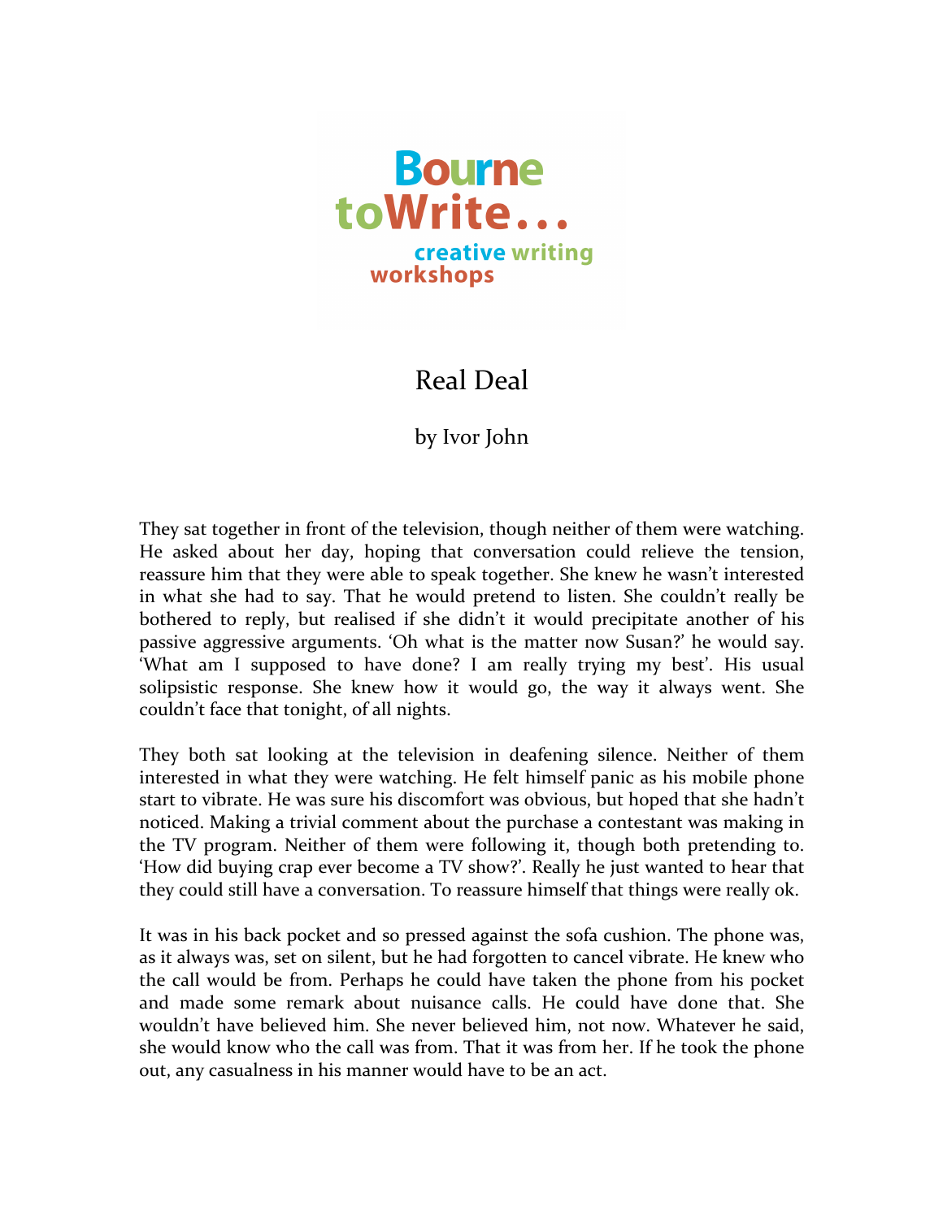Bourne toWrite...
creative writing workshops

# Real Deal

by Ivor John

They sat together in front of the television, though neither of them were watching. He asked about her day, hoping that conversation could relieve the tension, reassure him that they were able to speak together. She knew he wasn't interested in what she had to say. That he would pretend to listen. She couldn't really be bothered to reply, but realised if she didn't it would precipitate another of his passive aggressive arguments. 'Oh what is the matter now Susan?' he would say. 'What am I supposed to have done? I am really trying my best'. His usual solipsistic response. She knew how it would go, the way it always went. She couldn't face that tonight, of all nights.

They both sat looking at the television in deafening silence. Neither of them interested in what they were watching. He felt himself panic as his mobile phone start to vibrate. He was sure his discomfort was obvious, but hoped that she hadn't noticed. Making a trivial comment about the purchase a contestant was making in the TV program. Neither of them were following it, though both pretending to. 'How did buying crap ever become a TV show?'. Really he just wanted to hear that they could still have a conversation. To reassure himself that things were really ok.

It was in his back pocket and so pressed against the sofa cushion. The phone was, as it always was, set on silent, but he had forgotten to cancel vibrate. He knew who the call would be from. Perhaps he could have taken the phone from his pocket and made some remark about nuisance calls. He could have done that. She wouldn't have believed him. She never believed him, not now. Whatever he said, she would know who the call was from. That it was from her. If he took the phone out, any casualness in his manner would have to be an act.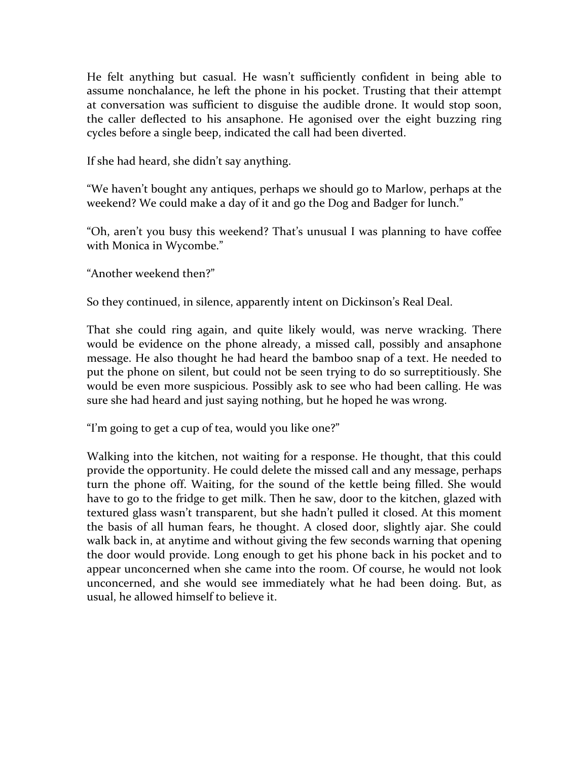He felt anything but casual. He wasn't sufficiently confident in being able to assume nonchalance, he left the phone in his pocket. Trusting that their attempt at conversation was sufficient to disguise the audible drone. It would stop soon, the caller deflected to his ansaphone. He agonised over the eight buzzing ring cycles before a single beep, indicated the call had been diverted.

If she had heard, she didn't say anything.

"We haven't bought any antiques, perhaps we should go to Marlow, perhaps at the weekend? We could make a day of it and go the Dog and Badger for lunch."

"Oh, aren't you busy this weekend? That's unusual I was planning to have coffee with Monica in Wycombe."

"Another weekend then?"

So they continued, in silence, apparently intent on Dickinson's Real Deal.

That she could ring again, and quite likely would, was nerve wracking. There would be evidence on the phone already, a missed call, possibly and ansaphone message. He also thought he had heard the bamboo snap of a text. He needed to put the phone on silent, but could not be seen trying to do so surreptitiously. She would be even more suspicious. Possibly ask to see who had been calling. He was sure she had heard and just saying nothing, but he hoped he was wrong.

"I'm going to get a cup of tea, would you like one?"

Walking into the kitchen, not waiting for a response. He thought, that this could provide the opportunity. He could delete the missed call and any message, perhaps turn the phone off. Waiting, for the sound of the kettle being filled. She would have to go to the fridge to get milk. Then he saw, door to the kitchen, glazed with textured glass wasn't transparent, but she hadn't pulled it closed. At this moment the basis of all human fears, he thought. A closed door, slightly ajar. She could walk back in, at anytime and without giving the few seconds warning that opening the door would provide. Long enough to get his phone back in his pocket and to appear unconcerned when she came into the room. Of course, he would not look unconcerned, and she would see immediately what he had been doing. But, as usual, he allowed himself to believe it.